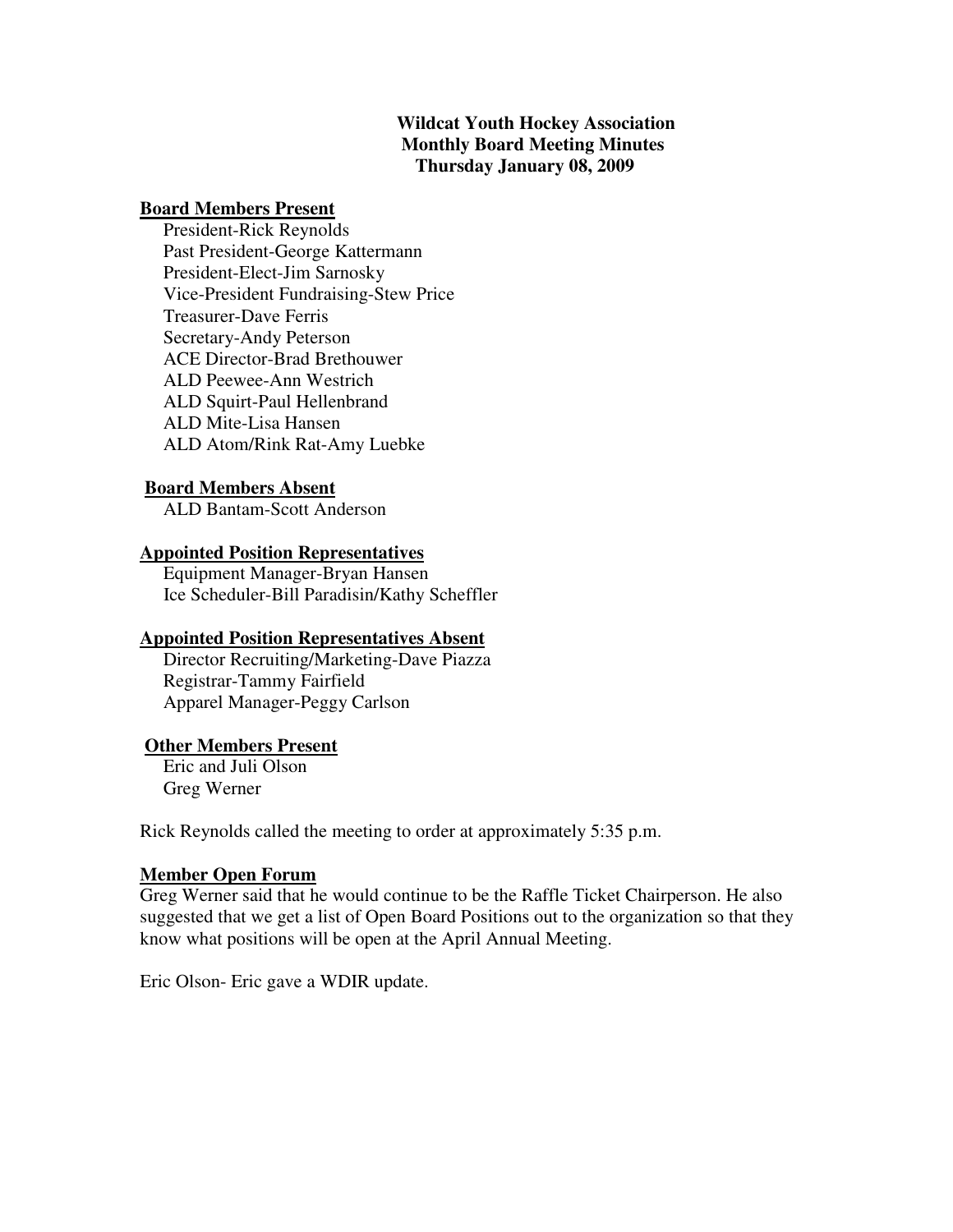# Wildcat Youth Hockey Association
## Monthly Board Meeting Minutes
### Thursday January 08, 2009

**Board Members Present**

President-Rick Reynolds
Past President-George Kattermann
President-Elect-Jim Sarnosky
Vice-President Fundraising-Stew Price
Treasurer-Dave Ferris
Secretary-Andy Peterson
ACE Director-Brad Brethouwer
ALD Peewee-Ann Westrich
ALD Squirt-Paul Hellenbrand
ALD Mite-Lisa Hansen
ALD Atom/Rink Rat-Amy Luebke

**Board Members Absent**

ALD Bantam-Scott Anderson

**Appointed Position Representatives**

Equipment Manager-Bryan Hansen
Ice Scheduler-Bill Paradisin/Kathy Scheffler

**Appointed Position Representatives Absent**

Director Recruiting/Marketing-Dave Piazza
Registrar-Tammy Fairfield
Apparel Manager-Peggy Carlson

**Other Members Present**

Eric and Juli Olson
Greg Werner

Rick Reynolds called the meeting to order at approximately 5:35 p.m.

**Member Open Forum**

Greg Werner said that he would continue to be the Raffle Ticket Chairperson. He also suggested that we get a list of Open Board Positions out to the organization so that they know what positions will be open at the April Annual Meeting.

Eric Olson- Eric gave a WDIR update.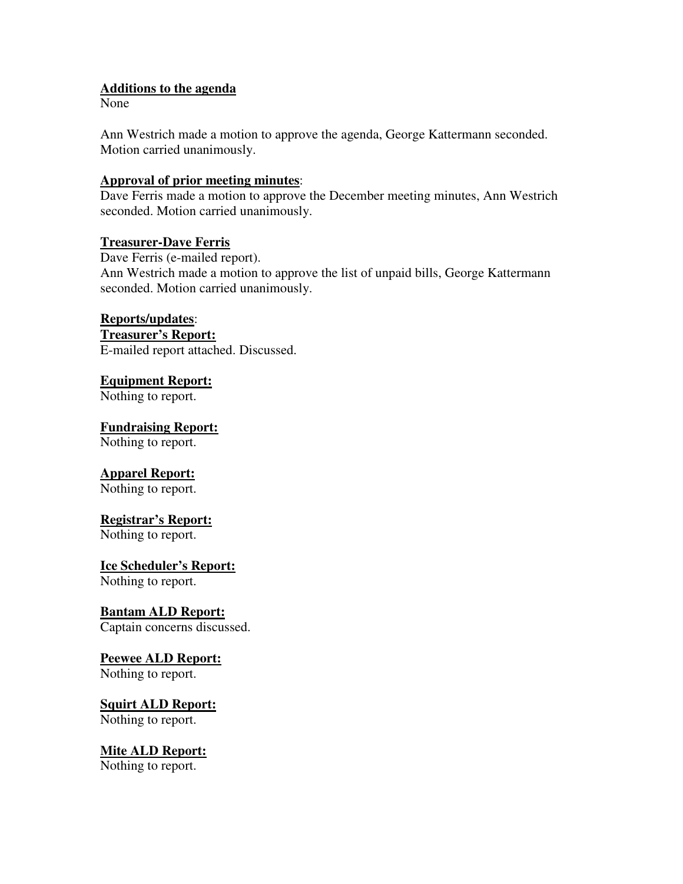**Additions to the agenda**
None

Ann Westrich made a motion to approve the agenda, George Kattermann seconded. Motion carried unanimously.

**Approval of prior meeting minutes**:
Dave Ferris made a motion to approve the December meeting minutes, Ann Westrich seconded. Motion carried unanimously.

**Treasurer-Dave Ferris**
Dave Ferris (e-mailed report).
Ann Westrich made a motion to approve the list of unpaid bills, George Kattermann seconded. Motion carried unanimously.

**Reports/updates**:
**Treasurer's Report:**
E-mailed report attached. Discussed.

**Equipment Report:**
Nothing to report.

**Fundraising Report:**
Nothing to report.

**Apparel Report:**
Nothing to report.

**Registrar's Report:**
Nothing to report.

**Ice Scheduler's Report:**
Nothing to report.

**Bantam ALD Report:**
Captain concerns discussed.

**Peewee ALD Report:**
Nothing to report.

**Squirt ALD Report:**
Nothing to report.

**Mite ALD Report:**
Nothing to report.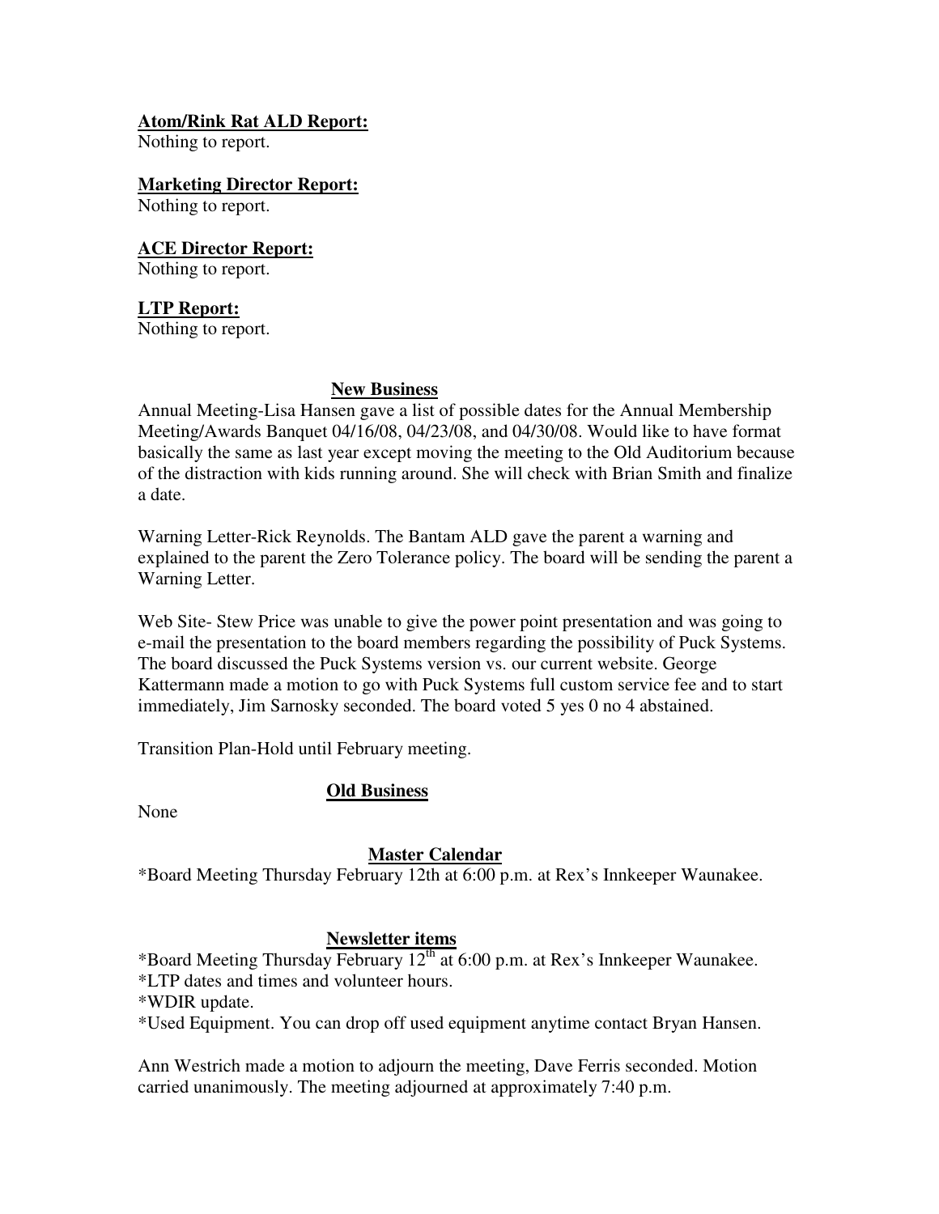**Atom/Rink Rat ALD Report:**

Nothing to report.

**Marketing Director Report:**

Nothing to report.

**ACE Director Report:**

Nothing to report.

**LTP Report:**

Nothing to report.

## New Business

Annual Meeting-Lisa Hansen gave a list of possible dates for the Annual Membership Meeting/Awards Banquet 04/16/08, 04/23/08, and 04/30/08. Would like to have format basically the same as last year except moving the meeting to the Old Auditorium because of the distraction with kids running around. She will check with Brian Smith and finalize a date.

Warning Letter-Rick Reynolds. The Bantam ALD gave the parent a warning and explained to the parent the Zero Tolerance policy. The board will be sending the parent a Warning Letter.

Web Site- Stew Price was unable to give the power point presentation and was going to e-mail the presentation to the board members regarding the possibility of Puck Systems. The board discussed the Puck Systems version vs. our current website. George Kattermann made a motion to go with Puck Systems full custom service fee and to start immediately, Jim Sarnosky seconded. The board voted 5 yes 0 no 4 abstained.

Transition Plan-Hold until February meeting.

## Old Business

None

## Master Calendar

*Board Meeting Thursday February 12th at 6:00 p.m. at Rex's Innkeeper Waunakee.

## Newsletter items

*Board Meeting Thursday February 12th at 6:00 p.m. at Rex's Innkeeper Waunakee.
*LTP dates and times and volunteer hours.
*WDIR update.
*Used Equipment. You can drop off used equipment anytime contact Bryan Hansen.

Ann Westrich made a motion to adjourn the meeting, Dave Ferris seconded. Motion carried unanimously. The meeting adjourned at approximately 7:40 p.m.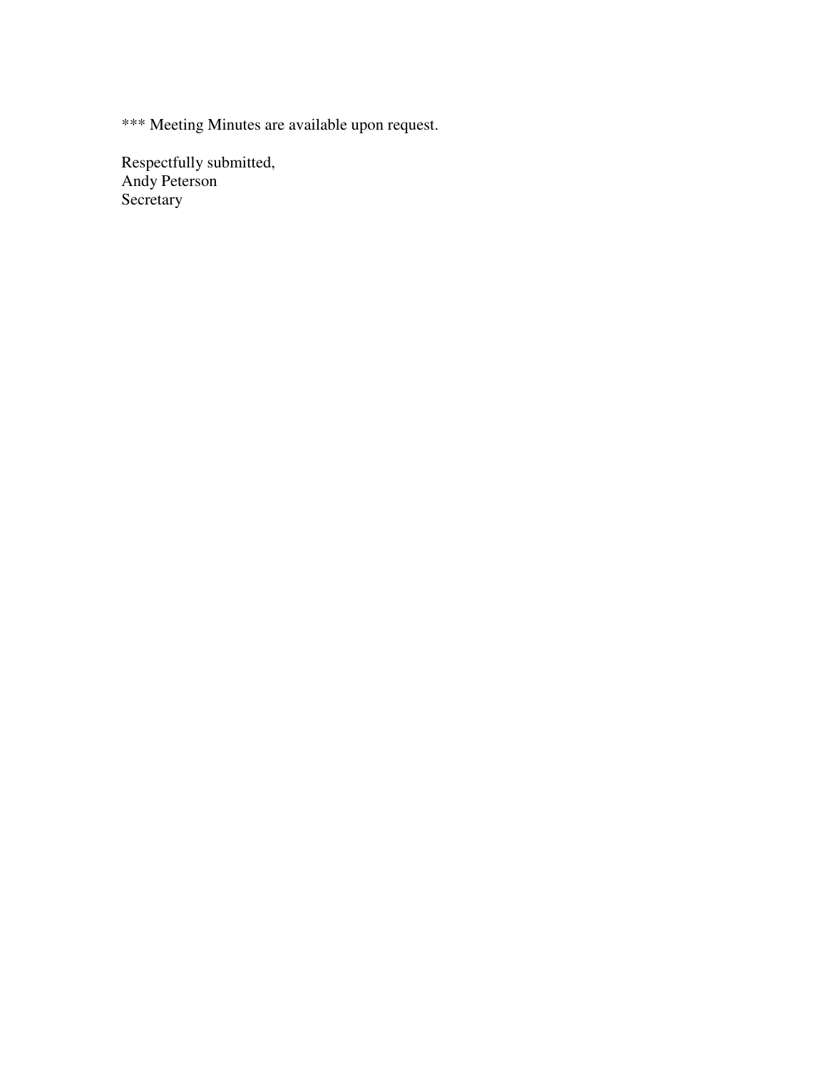*** Meeting Minutes are available upon request.

Respectfully submitted,
Andy Peterson
Secretary